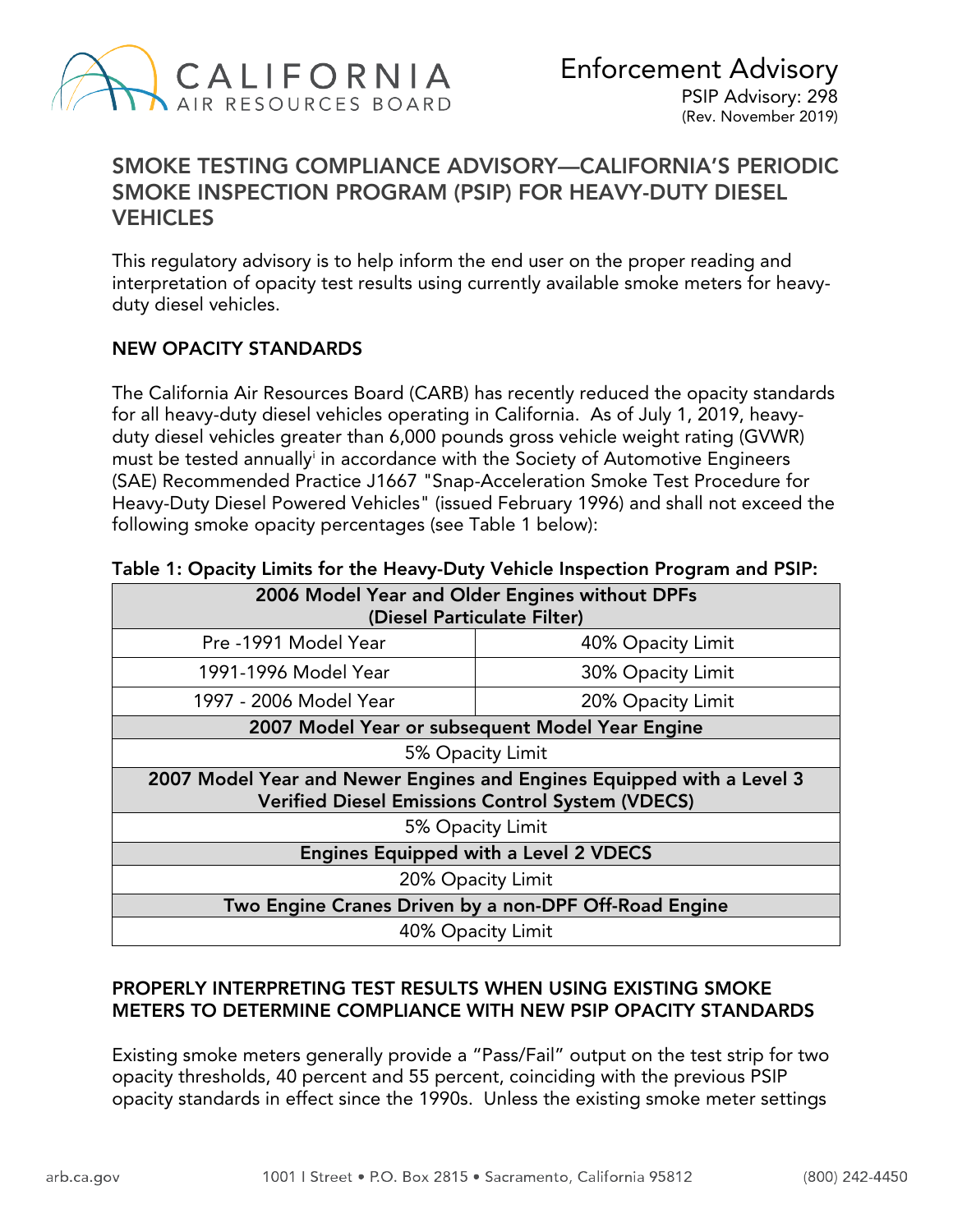# Enforcement Advisory

PSIP Advisory: 298
(Rev. November 2019)

## SMOKE TESTING COMPLIANCE ADVISORY—CALIFORNIA'S PERIODIC SMOKE INSPECTION PROGRAM (PSIP) FOR HEAVY-DUTY DIESEL VEHICLES

This regulatory advisory is to help inform the end user on the proper reading and interpretation of opacity test results using currently available smoke meters for heavy-duty diesel vehicles.

### NEW OPACITY STANDARDS

The California Air Resources Board (CARB) has recently reduced the opacity standards for all heavy-duty diesel vehicles operating in California. As of July 1, 2019, heavy-duty diesel vehicles greater than 6,000 pounds gross vehicle weight rating (GVWR) must be tested annually[i] in accordance with the Society of Automotive Engineers (SAE) Recommended Practice J1667 "Snap-Acceleration Smoke Test Procedure for Heavy-Duty Diesel Powered Vehicles" (issued February 1996) and shall not exceed the following smoke opacity percentages (see Table 1 below):

**Table 1: Opacity Limits for the Heavy-Duty Vehicle Inspection Program and PSIP:**

| **2006 Model Year and Older Engines without DPFs (Diesel Particulate Filter)** | |
|---|---|
| Pre -1991 Model Year | 40% Opacity Limit |
| 1991-1996 Model Year | 30% Opacity Limit |
| 1997 - 2006 Model Year | 20% Opacity Limit |
| **2007 Model Year or subsequent Model Year Engine** | |
| 5% Opacity Limit | |
| **2007 Model Year and Newer Engines and Engines Equipped with a Level 3 Verified Diesel Emissions Control System (VDECS)** | |
| 5% Opacity Limit | |
| **Engines Equipped with a Level 2 VDECS** | |
| 20% Opacity Limit | |
| **Two Engine Cranes Driven by a non-DPF Off-Road Engine** | |
| 40% Opacity Limit | |

### PROPERLY INTERPRETING TEST RESULTS WHEN USING EXISTING SMOKE METERS TO DETERMINE COMPLIANCE WITH NEW PSIP OPACITY STANDARDS

Existing smoke meters generally provide a "Pass/Fail" output on the test strip for two opacity thresholds, 40 percent and 55 percent, coinciding with the previous PSIP opacity standards in effect since the 1990s. Unless the existing smoke meter settings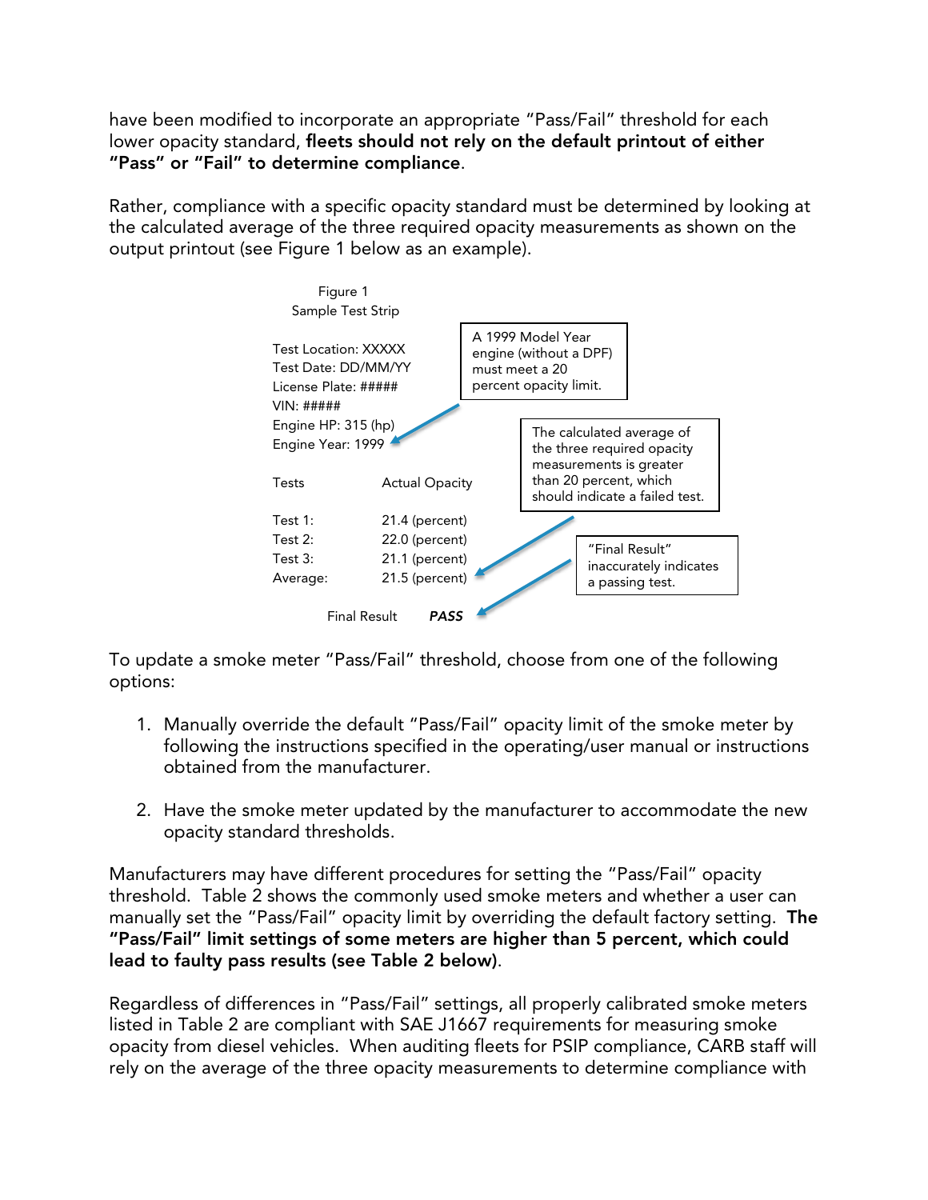have been modified to incorporate an appropriate "Pass/Fail" threshold for each lower opacity standard, **fleets should not rely on the default printout of either "Pass" or "Fail" to determine compliance**.

Rather, compliance with a specific opacity standard must be determined by looking at the calculated average of the three required opacity measurements as shown on the output printout (see Figure 1 below as an example).

Figure 1
Sample Test Strip

Test Location: XXXXX
Test Date: DD/MM/YY
License Plate: #####
VIN: #####
Engine HP: 315 (hp)
Engine Year: 1999

A 1999 Model Year engine (without a DPF) must meet a 20 percent opacity limit.

| Tests | Actual Opacity |
|---|---|
| Test 1: | 21.4 (percent) |
| Test 2: | 22.0 (percent) |
| Test 3: | 21.1 (percent) |
| Average: | 21.5 (percent) |

The calculated average of the three required opacity measurements is greater than 20 percent, which should indicate a failed test.

Final Result ***PASS***

"Final Result" inaccurately indicates a passing test.

To update a smoke meter "Pass/Fail" threshold, choose from one of the following options:

1. Manually override the default "Pass/Fail" opacity limit of the smoke meter by following the instructions specified in the operating/user manual or instructions obtained from the manufacturer.

2. Have the smoke meter updated by the manufacturer to accommodate the new opacity standard thresholds.

Manufacturers may have different procedures for setting the "Pass/Fail" opacity threshold. Table 2 shows the commonly used smoke meters and whether a user can manually set the "Pass/Fail" opacity limit by overriding the default factory setting. **The "Pass/Fail" limit settings of some meters are higher than 5 percent, which could lead to faulty pass results (see Table 2 below)**.

Regardless of differences in "Pass/Fail" settings, all properly calibrated smoke meters listed in Table 2 are compliant with SAE J1667 requirements for measuring smoke opacity from diesel vehicles. When auditing fleets for PSIP compliance, CARB staff will rely on the average of the three opacity measurements to determine compliance with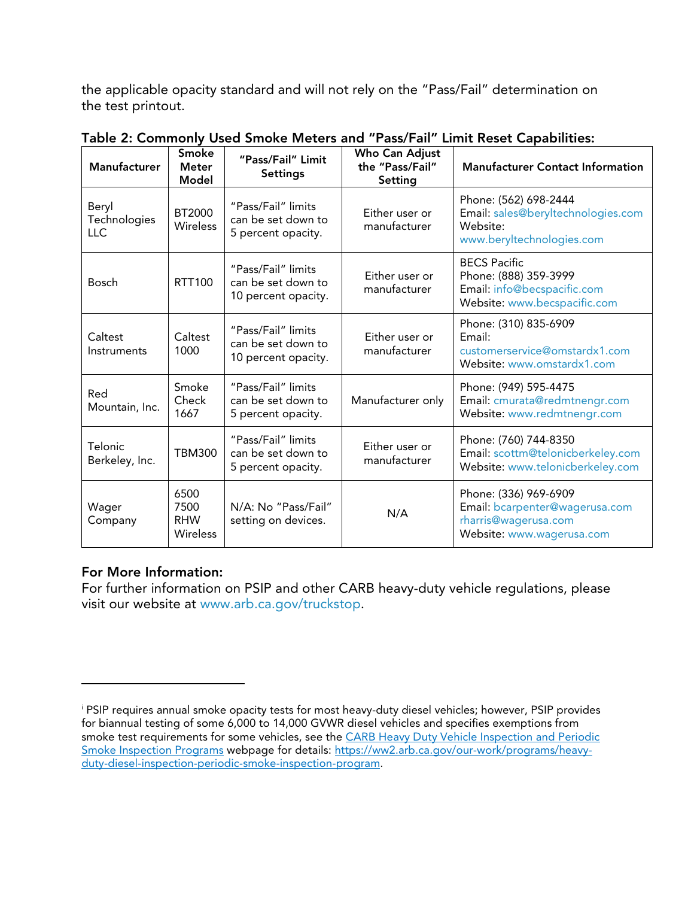the applicable opacity standard and will not rely on the "Pass/Fail" determination on the test printout.

**Table 2: Commonly Used Smoke Meters and "Pass/Fail" Limit Reset Capabilities:**

| Manufacturer | Smoke Meter Model | "Pass/Fail" Limit Settings | Who Can Adjust the "Pass/Fail" Setting | Manufacturer Contact Information |
|---|---|---|---|---|
| Beryl Technologies LLC | BT2000 Wireless | "Pass/Fail" limits can be set down to 5 percent opacity. | Either user or manufacturer | Phone: (562) 698-2444<br>Email: sales@beryltechnologies.com<br>Website: www.beryltechnologies.com |
| Bosch | RTT100 | "Pass/Fail" limits can be set down to 10 percent opacity. | Either user or manufacturer | BECS Pacific<br>Phone: (888) 359-3999<br>Email: info@becspacific.com<br>Website: www.becspacific.com |
| Caltest Instruments | Caltest 1000 | "Pass/Fail" limits can be set down to 10 percent opacity. | Either user or manufacturer | Phone: (310) 835-6909<br>Email: customerservice@omstardx1.com<br>Website: www.omstardx1.com |
| Red Mountain, Inc. | Smoke Check 1667 | "Pass/Fail" limits can be set down to 5 percent opacity. | Manufacturer only | Phone: (949) 595-4475<br>Email: cmurata@redmtnengr.com<br>Website: www.redmtnengr.com |
| Telonic Berkeley, Inc. | TBM300 | "Pass/Fail" limits can be set down to 5 percent opacity. | Either user or manufacturer | Phone: (760) 744-8350<br>Email: scottm@telonicberkeley.com<br>Website: www.telonicberkeley.com |
| Wager Company | 6500<br>7500<br>RHW Wireless | N/A: No "Pass/Fail" setting on devices. | N/A | Phone: (336) 969-6909<br>Email: bcarpenter@wagerusa.com<br>rharris@wagerusa.com<br>Website: www.wagerusa.com |

**For More Information:**

For further information on PSIP and other CARB heavy-duty vehicle regulations, please visit our website at www.arb.ca.gov/truckstop.

---

[i] PSIP requires annual smoke opacity tests for most heavy-duty diesel vehicles; however, PSIP provides for biannual testing of some 6,000 to 14,000 GVWR diesel vehicles and specifies exemptions from smoke test requirements for some vehicles, see the CARB Heavy Duty Vehicle Inspection and Periodic Smoke Inspection Programs webpage for details: https://ww2.arb.ca.gov/our-work/programs/heavy-duty-diesel-inspection-periodic-smoke-inspection-program.